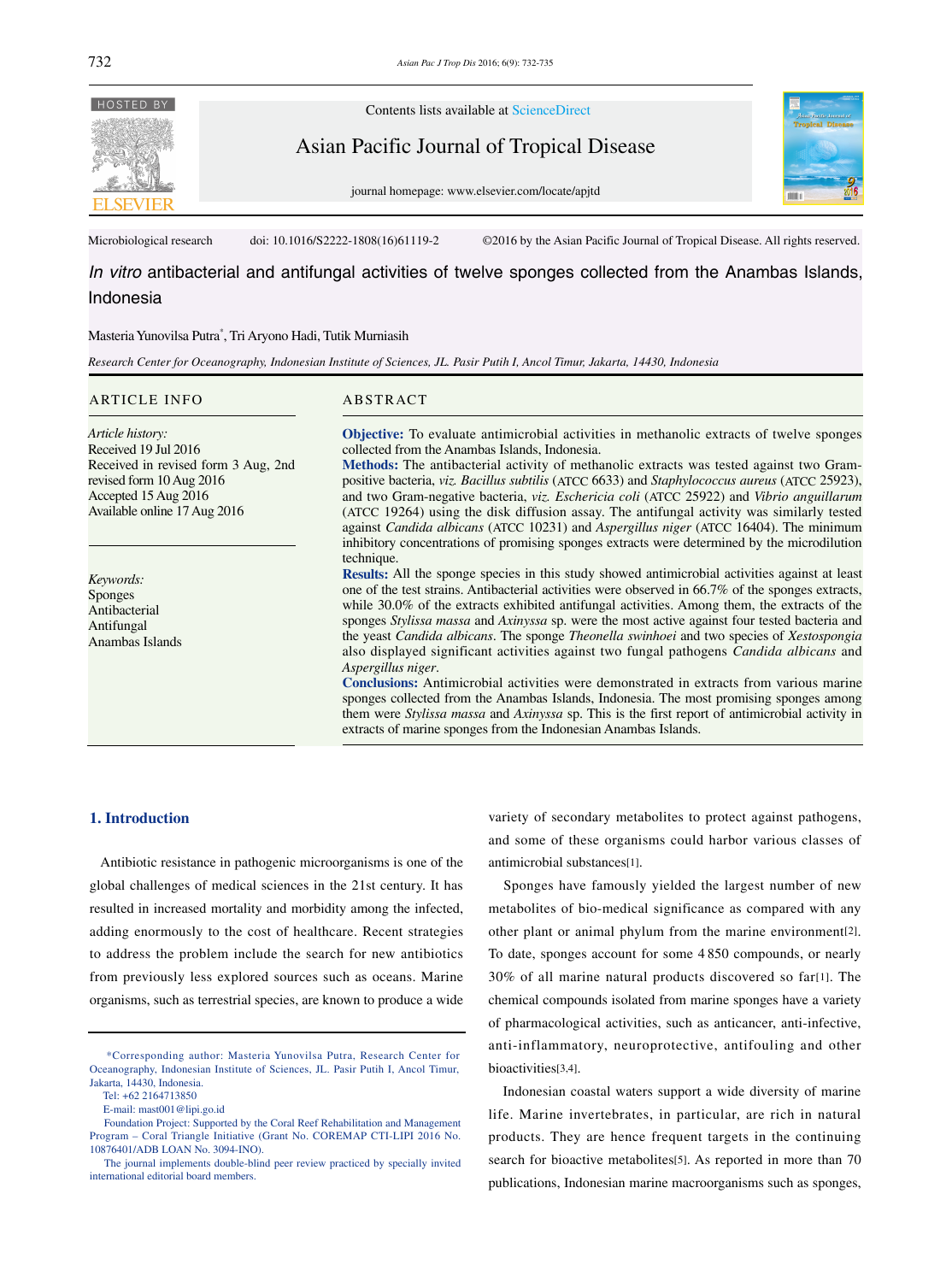Microbiological research doi: 10.1016/S2222-1808(16)61119-2 ©2016 by the Asian Pacific Journal of Tropical Disease. All rights reserved.

# *In vitro* antibacterial and antifungal activities of twelve sponges collected from the Anambas Islands, Indonesia

Masteria Yunovilsa Putra*, Tri Aryono Hadi, Tutik Murniasih

*Research Center for Oceanography, Indonesian Institute of Sciences, JL. Pasir Putih I, Ancol Timur, Jakarta, 14430, Indonesia*

## ARTICLE INFO

*Article history:*
Received 19 Jul 2016
Received in revised form 3 Aug, 2nd revised form 10 Aug 2016
Accepted 15 Aug 2016
Available online 17 Aug 2016

*Keywords:*
Sponges
Antibacterial
Antifungal
Anambas Islands

## ABSTRACT

**Objective:** To evaluate antimicrobial activities in methanolic extracts of twelve sponges collected from the Anambas Islands, Indonesia.

**Methods:** The antibacterial activity of methanolic extracts was tested against two Gram-positive bacteria, *viz. Bacillus subtilis* (ATCC 6633) and *Staphylococcus aureus* (ATCC 25923), and two Gram-negative bacteria, *viz. Eschericia coli* (ATCC 25922) and *Vibrio anguillarum* (ATCC 19264) using the disk diffusion assay. The antifungal activity was similarly tested against *Candida albicans* (ATCC 10231) and *Aspergillus niger* (ATCC 16404). The minimum inhibitory concentrations of promising sponges extracts were determined by the microdilution technique.

**Results:** All the sponge species in this study showed antimicrobial activities against at least one of the test strains. Antibacterial activities were observed in 66.7% of the sponges extracts, while 30.0% of the extracts exhibited antifungal activities. Among them, the extracts of the sponges *Stylissa massa* and *Axinyssa* sp. were the most active against four tested bacteria and the yeast *Candida albicans*. The sponge *Theonella swinhoei* and two species of *Xestospongia* also displayed significant activities against two fungal pathogens *Candida albicans* and *Aspergillus niger*.

**Conclusions:** Antimicrobial activities were demonstrated in extracts from various marine sponges collected from the Anambas Islands, Indonesia. The most promising sponges among them were *Stylissa massa* and *Axinyssa* sp. This is the first report of antimicrobial activity in extracts of marine sponges from the Indonesian Anambas Islands.

## 1. Introduction

Antibiotic resistance in pathogenic microorganisms is one of the global challenges of medical sciences in the 21st century. It has resulted in increased mortality and morbidity among the infected, adding enormously to the cost of healthcare. Recent strategies to address the problem include the search for new antibiotics from previously less explored sources such as oceans. Marine organisms, such as terrestrial species, are known to produce a wide variety of secondary metabolites to protect against pathogens, and some of these organisms could harbor various classes of antimicrobial substances[1].

Sponges have famously yielded the largest number of new metabolites of bio-medical significance as compared with any other plant or animal phylum from the marine environment[2]. To date, sponges account for some 4 850 compounds, or nearly 30% of all marine natural products discovered so far[1]. The chemical compounds isolated from marine sponges have a variety of pharmacological activities, such as anticancer, anti-infective, anti-inflammatory, neuroprotective, antifouling and other bioactivities[3,4].

Indonesian coastal waters support a wide diversity of marine life. Marine invertebrates, in particular, are rich in natural products. They are hence frequent targets in the continuing search for bioactive metabolites[5]. As reported in more than 70 publications, Indonesian marine macroorganisms such as sponges,

---

*Corresponding author: Masteria Yunovilsa Putra, Research Center for Oceanography, Indonesian Institute of Sciences, JL. Pasir Putih I, Ancol Timur, Jakarta, 14430, Indonesia.
Tel: +62 2164713850
E-mail: mast001@lipi.go.id

Foundation Project: Supported by the Coral Reef Rehabilitation and Management Program – Coral Triangle Initiative (Grant No. COREMAP CTI-LIPI 2016 No. 10876401/ADB LOAN No. 3094-INO).

The journal implements double-blind peer review practiced by specially invited international editorial board members.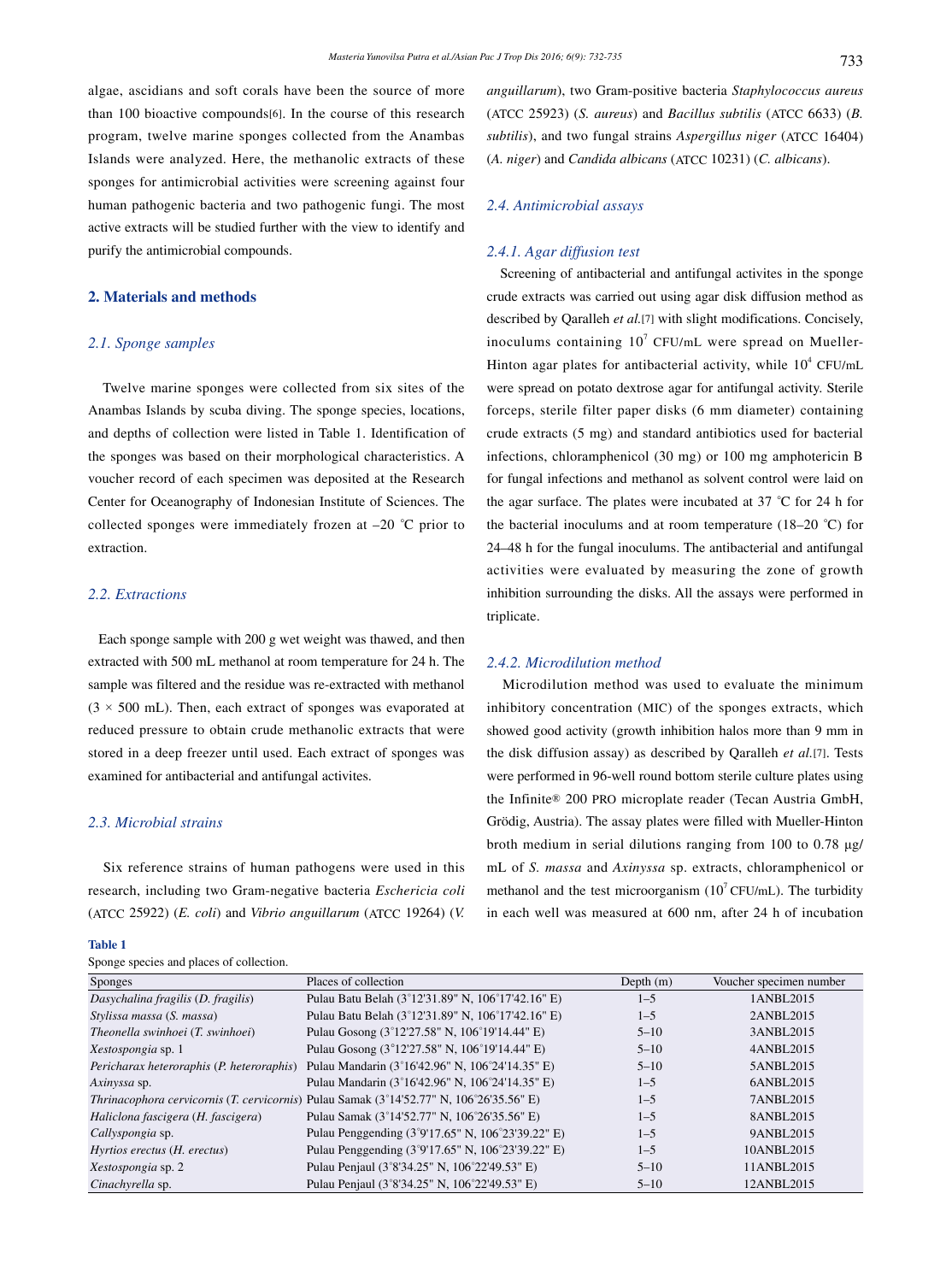algae, ascidians and soft corals have been the source of more than 100 bioactive compounds[6]. In the course of this research program, twelve marine sponges collected from the Anambas Islands were analyzed. Here, the methanolic extracts of these sponges for antimicrobial activities were screening against four human pathogenic bacteria and two pathogenic fungi. The most active extracts will be studied further with the view to identify and purify the antimicrobial compounds.

## 2. Materials and methods

### 2.1. Sponge samples

Twelve marine sponges were collected from six sites of the Anambas Islands by scuba diving. The sponge species, locations, and depths of collection were listed in Table 1. Identification of the sponges was based on their morphological characteristics. A voucher record of each specimen was deposited at the Research Center for Oceanography of Indonesian Institute of Sciences. The collected sponges were immediately frozen at –20 °C prior to extraction.

### 2.2. Extractions

Each sponge sample with 200 g wet weight was thawed, and then extracted with 500 mL methanol at room temperature for 24 h. The sample was filtered and the residue was re-extracted with methanol ($3 \times 500$ mL). Then, each extract of sponges was evaporated at reduced pressure to obtain crude methanolic extracts that were stored in a deep freezer until used. Each extract of sponges was examined for antibacterial and antifungal activites.

### 2.3. Microbial strains

Six reference strains of human pathogens were used in this research, including two Gram-negative bacteria *Escherichia coli* (ATCC 25922) (*E. coli*) and *Vibrio anguillarum* (ATCC 19264) (*V. anguillarum*), two Gram-positive bacteria *Staphylococcus aureus* (ATCC 25923) (*S. aureus*) and *Bacillus subtilis* (ATCC 6633) (*B. subtilis*), and two fungal strains *Aspergillus niger* (ATCC 16404) (*A. niger*) and *Candida albicans* (ATCC 10231) (*C. albicans*).

### 2.4. Antimicrobial assays

#### 2.4.1. Agar diffusion test

Screening of antibacterial and antifungal activites in the sponge crude extracts was carried out using agar disk diffusion method as described by Qaralleh *et al.*[7] with slight modifications. Concisely, inoculums containing $10^7$ CFU/mL were spread on Mueller-Hinton agar plates for antibacterial activity, while $10^4$ CFU/mL were spread on potato dextrose agar for antifungal activity. Sterile forceps, sterile filter paper disks (6 mm diameter) containing crude extracts (5 mg) and standard antibiotics used for bacterial infections, chloramphenicol (30 mg) or 100 mg amphotericin B for fungal infections and methanol as solvent control were laid on the agar surface. The plates were incubated at 37 °C for 24 h for the bacterial inoculums and at room temperature (18–20 °C) for 24–48 h for the fungal inoculums. The antibacterial and antifungal activities were evaluated by measuring the zone of growth inhibition surrounding the disks. All the assays were performed in triplicate.

#### 2.4.2. Microdilution method

Microdilution method was used to evaluate the minimum inhibitory concentration (MIC) of the sponges extracts, which showed good activity (growth inhibition halos more than 9 mm in the disk diffusion assay) as described by Qaralleh *et al.*[7]. Tests were performed in 96-well round bottom sterile culture plates using the Infinite® 200 PRO microplate reader (Tecan Austria GmbH, Grödig, Austria). The assay plates were filled with Mueller-Hinton broth medium in serial dilutions ranging from 100 to 0.78 μg/mL of *S. massa* and *Axinyssa* sp. extracts, chloramphenicol or methanol and the test microorganism ($10^7$ CFU/mL). The turbidity in each well was measured at 600 nm, after 24 h of incubation

**Table 1**

Sponge species and places of collection.

| Sponges | Places of collection | Depth (m) | Voucher specimen number |
|---|---|---|---|
| *Dasychalina fragilis* (*D. fragilis*) | Pulau Batu Belah (3°12'31.89" N, 106°17'42.16" E) | 1–5 | 1ANBL2015 |
| *Stylissa massa* (*S. massa*) | Pulau Batu Belah (3°12'31.89" N, 106°17'42.16" E) | 1–5 | 2ANBL2015 |
| *Theonella swinhoei* (*T. swinhoei*) | Pulau Gosong (3°12'27.58" N, 106°19'14.44" E) | 5–10 | 3ANBL2015 |
| *Xestospongia* sp. 1 | Pulau Gosong (3°12'27.58" N, 106°19'14.44" E) | 5–10 | 4ANBL2015 |
| *Pericharax heterographis* (*P. heterographis*) | Pulau Mandarin (3°16'42.96" N, 106°24'14.35" E) | 5–10 | 5ANBL2015 |
| *Axinyssa* sp. | Pulau Mandarin (3°16'42.96" N, 106°24'14.35" E) | 1–5 | 6ANBL2015 |
| *Thrinacophora cervicornis* (*T. cervicornis*) | Pulau Samak (3°14'52.77" N, 106°26'35.56" E) | 1–5 | 7ANBL2015 |
| *Haliclona fascigera* (*H. fascigera*) | Pulau Samak (3°14'52.77" N, 106°26'35.56" E) | 1–5 | 8ANBL2015 |
| *Callyspongia* sp. | Pulau Penggending (3°9'17.65" N, 106°23'39.22" E) | 1–5 | 9ANBL2015 |
| *Hyrtios erectus* (*H. erectus*) | Pulau Penggending (3°9'17.65" N, 106°23'39.22" E) | 1–5 | 10ANBL2015 |
| *Xestospongia* sp. 2 | Pulau Penjaul (3°8'34.25" N, 106°22'49.53" E) | 5–10 | 11ANBL2015 |
| *Cinachyrella* sp. | Pulau Penjaul (3°8'34.25" N, 106°22'49.53" E) | 5–10 | 12ANBL2015 |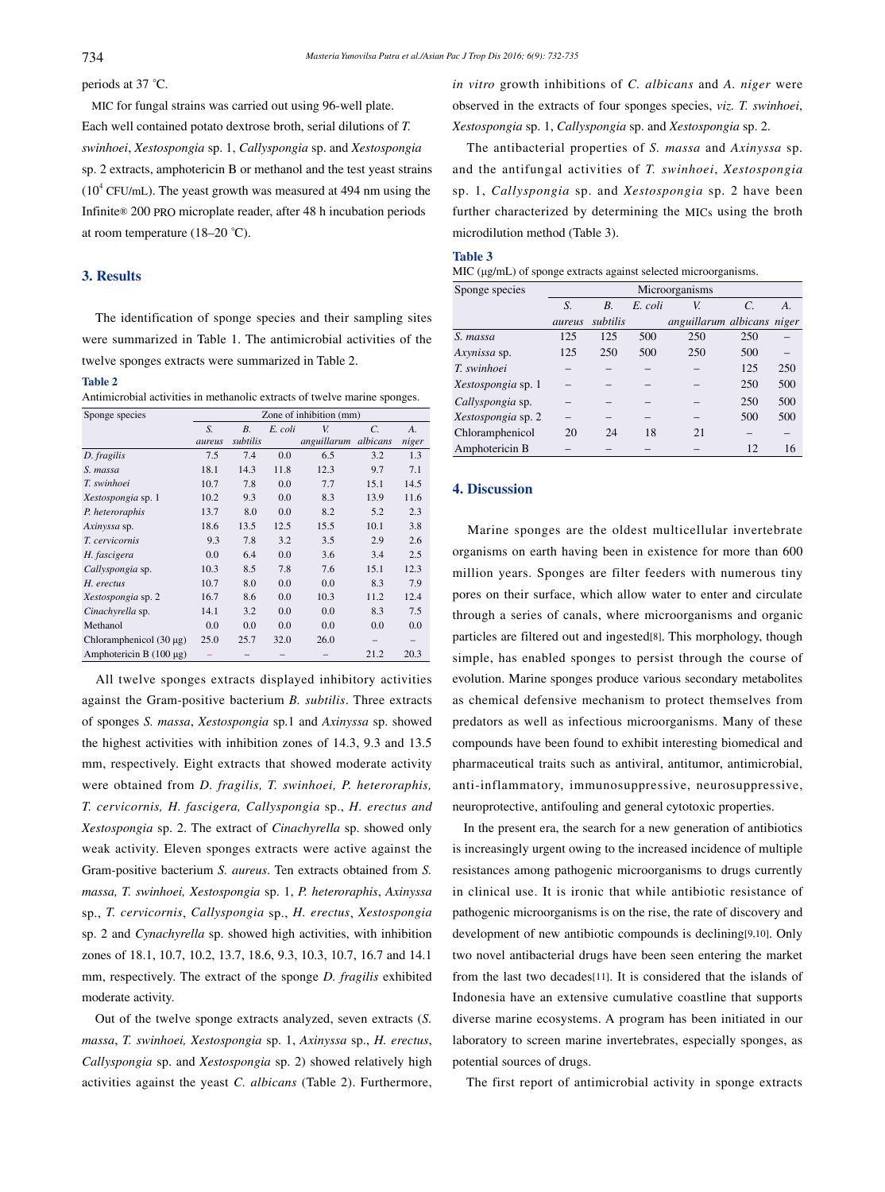periods at 37 ℃.

MIC for fungal strains was carried out using 96-well plate. Each well contained potato dextrose broth, serial dilutions of *T. swinhoei*, *Xestospongia* sp. 1, *Callyspongia* sp. and *Xestospongia* sp. 2 extracts, amphotericin B or methanol and the test yeast strains ($10^4$ CFU/mL). The yeast growth was measured at 494 nm using the Infinite® 200 PRO microplate reader, after 48 h incubation periods at room temperature (18–20 ℃).

## 3. Results

The identification of sponge species and their sampling sites were summarized in Table 1. The antimicrobial activities of the twelve sponges extracts were summarized in Table 2.

**Table 2**

Antimicrobial activities in methanolic extracts of twelve marine sponges.

| Sponge species | Zone of inhibition (mm) | | | | | |
|---|---|---|---|---|---|---|
| | *S. aureus* | *B. subtilis* | *E. coli* | *V. anguillarum* | *C. albicans* | *A. niger* |
| *D. fragilis* | 7.5 | 7.4 | 0.0 | 6.5 | 3.2 | 1.3 |
| *S. massa* | 18.1 | 14.3 | 11.8 | 12.3 | 9.7 | 7.1 |
| *T. swinhoei* | 10.7 | 7.8 | 0.0 | 7.7 | 15.1 | 14.5 |
| *Xestospongia* sp. 1 | 10.2 | 9.3 | 0.0 | 8.3 | 13.9 | 11.6 |
| *P. heterographis* | 13.7 | 8.0 | 0.0 | 8.2 | 5.2 | 2.3 |
| *Axinyssa* sp. | 18.6 | 13.5 | 12.5 | 15.5 | 10.1 | 3.8 |
| *T. cervicornis* | 9.3 | 7.8 | 3.2 | 3.5 | 2.9 | 2.6 |
| *H. fascigera* | 0.0 | 6.4 | 0.0 | 3.6 | 3.4 | 2.5 |
| *Callyspongia* sp. | 10.3 | 8.5 | 7.8 | 7.6 | 15.1 | 12.3 |
| *H. erectus* | 10.7 | 8.0 | 0.0 | 0.0 | 8.3 | 7.9 |
| *Xestospongia* sp. 2 | 16.7 | 8.6 | 0.0 | 10.3 | 11.2 | 12.4 |
| *Cinachyrella* sp. | 14.1 | 3.2 | 0.0 | 0.0 | 8.3 | 7.5 |
| Methanol | 0.0 | 0.0 | 0.0 | 0.0 | 0.0 | 0.0 |
| Chloramphenicol (30 μg) | 25.0 | 25.7 | 32.0 | 26.0 | – | – |
| Amphotericin B (100 μg) | – | – | – | – | 21.2 | 20.3 |

All twelve sponges extracts displayed inhibitory activities against the Gram-positive bacterium *B. subtilis*. Three extracts of sponges *S. massa*, *Xestospongia* sp.1 and *Axinyssa* sp. showed the highest activities with inhibition zones of 14.3, 9.3 and 13.5 mm, respectively. Eight extracts that showed moderate activity were obtained from *D. fragilis, T. swinhoei, P. heteroraphis, T. cervicornis, H. fascigera, Callyspongia* sp., *H. erectus and Xestospongia* sp. 2. The extract of *Cinachyrella* sp. showed only weak activity. Eleven sponges extracts were active against the Gram-positive bacterium *S. aureus*. Ten extracts obtained from *S. massa, T. swinhoei, Xestospongia* sp. 1, *P. heteroraphis*, *Axinyssa* sp., *T. cervicornis*, *Callyspongia* sp., *H. erectus*, *Xestospongia* sp. 2 and *Cynachyrella* sp. showed high activities, with inhibition zones of 18.1, 10.7, 10.2, 13.7, 18.6, 9.3, 10.3, 10.7, 16.7 and 14.1 mm, respectively. The extract of the sponge *D. fragilis* exhibited moderate activity.

Out of the twelve sponge extracts analyzed, seven extracts (*S. massa*, *T. swinhoei, Xestospongia* sp. 1, *Axinyssa* sp., *H. erectus*, *Callyspongia* sp. and *Xestospongia* sp. 2) showed relatively high activities against the yeast *C. albicans* (Table 2). Furthermore, *in vitro* growth inhibitions of *C. albicans* and *A. niger* were observed in the extracts of four sponges species, *viz. T. swinhoei*, *Xestospongia* sp. 1, *Callyspongia* sp. and *Xestospongia* sp. 2.

The antibacterial properties of *S. massa* and *Axinyssa* sp. and the antifungal activities of *T. swinhoei*, *Xestospongia* sp. 1, *Callyspongia* sp. and *Xestospongia* sp. 2 have been further characterized by determining the MICs using the broth microdilution method (Table 3).

**Table 3**

MIC (μg/mL) of sponge extracts against selected microorganisms.

| Sponge species | Microorganisms | | | | | |
|---|---|---|---|---|---|---|
| | *S. aureus* | *B. subtilis* | *E. coli* | *V. anguillarum* | *C. albicans* | *A. niger* |
| *S. massa* | 125 | 125 | 500 | 250 | 250 | – |
| *Axynissa* sp. | 125 | 250 | 500 | 250 | 500 | – |
| *T. swinhoei* | – | – | – | – | 125 | 250 |
| *Xestospongia* sp. 1 | – | – | – | – | 250 | 500 |
| *Callyspongia* sp. | – | – | – | – | 250 | 500 |
| *Xestospongia* sp. 2 | – | – | – | – | 500 | 500 |
| Chloramphenicol | 20 | 24 | 18 | 21 | – | – |
| Amphotericin B | – | – | – | – | 12 | 16 |

## 4. Discussion

Marine sponges are the oldest multicellular invertebrate organisms on earth having been in existence for more than 600 million years. Sponges are filter feeders with numerous tiny pores on their surface, which allow water to enter and circulate through a series of canals, where microorganisms and organic particles are filtered out and ingested[8]. This morphology, though simple, has enabled sponges to persist through the course of evolution. Marine sponges produce various secondary metabolites as chemical defensive mechanism to protect themselves from predators as well as infectious microorganisms. Many of these compounds have been found to exhibit interesting biomedical and pharmaceutical traits such as antiviral, antitumor, antimicrobial, anti-inflammatory, immunosuppressive, neurosuppressive, neuroprotective, antifouling and general cytotoxic properties.

In the present era, the search for a new generation of antibiotics is increasingly urgent owing to the increased incidence of multiple resistances among pathogenic microorganisms to drugs currently in clinical use. It is ironic that while antibiotic resistance of pathogenic microorganisms is on the rise, the rate of discovery and development of new antibiotic compounds is declining[9,10]. Only two novel antibacterial drugs have been seen entering the market from the last two decades[11]. It is considered that the islands of Indonesia have an extensive cumulative coastline that supports diverse marine ecosystems. A program has been initiated in our laboratory to screen marine invertebrates, especially sponges, as potential sources of drugs.

The first report of antimicrobial activity in sponge extracts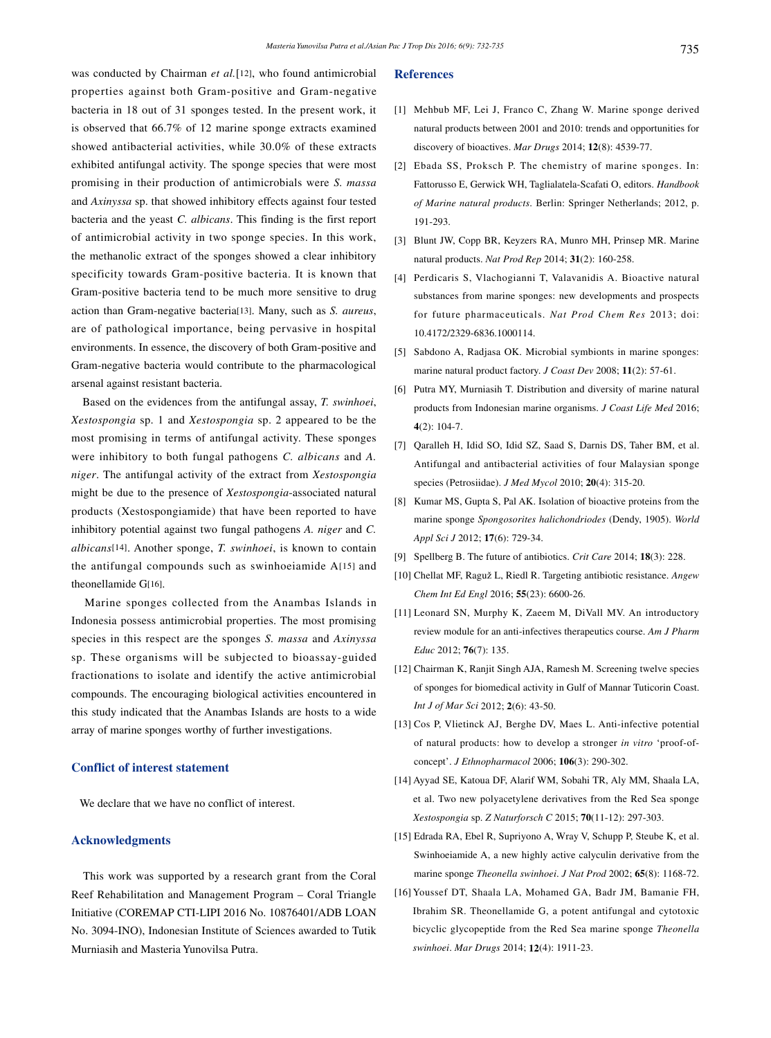was conducted by Chairman *et al.*[12], who found antimicrobial properties against both Gram-positive and Gram-negative bacteria in 18 out of 31 sponges tested. In the present work, it is observed that 66.7% of 12 marine sponge extracts examined showed antibacterial activities, while 30.0% of these extracts exhibited antifungal activity. The sponge species that were most promising in their production of antimicrobials were *S. massa* and *Axinyssa* sp. that showed inhibitory effects against four tested bacteria and the yeast *C. albicans*. This finding is the first report of antimicrobial activity in two sponge species. In this work, the methanolic extract of the sponges showed a clear inhibitory specificity towards Gram-positive bacteria. It is known that Gram-positive bacteria tend to be much more sensitive to drug action than Gram-negative bacteria[13]. Many, such as *S. aureus*, are of pathological importance, being pervasive in hospital environments. In essence, the discovery of both Gram-positive and Gram-negative bacteria would contribute to the pharmacological arsenal against resistant bacteria.

Based on the evidences from the antifungal assay, *T. swinhoei*, *Xestospongia* sp. 1 and *Xestospongia* sp. 2 appeared to be the most promising in terms of antifungal activity. These sponges were inhibitory to both fungal pathogens *C. albicans* and *A. niger*. The antifungal activity of the extract from *Xestospongia* might be due to the presence of *Xestospongia*-associated natural products (Xestospongiamide) that have been reported to have inhibitory potential against two fungal pathogens *A. niger* and *C. albicans*[14]. Another sponge, *T. swinhoei*, is known to contain the antifungal compounds such as swinhoeiamide A[15] and theonellamide G[16].

Marine sponges collected from the Anambas Islands in Indonesia possess antimicrobial properties. The most promising species in this respect are the sponges *S. massa* and *Axinyssa* sp. These organisms will be subjected to bioassay-guided fractionations to isolate and identify the active antimicrobial compounds. The encouraging biological activities encountered in this study indicated that the Anambas Islands are hosts to a wide array of marine sponges worthy of further investigations.

## Conflict of interest statement

We declare that we have no conflict of interest.

## Acknowledgments

This work was supported by a research grant from the Coral Reef Rehabilitation and Management Program – Coral Triangle Initiative (COREMAP CTI-LIPI 2016 No. 10876401/ADB LOAN No. 3094-INO), Indonesian Institute of Sciences awarded to Tutik Murniasih and Masteria Yunovilsa Putra.

## References

[1] Mehbub MF, Lei J, Franco C, Zhang W. Marine sponge derived natural products between 2001 and 2010: trends and opportunities for discovery of bioactives. *Mar Drugs* 2014; **12**(8): 4539-77.

[2] Ebada SS, Proksch P. The chemistry of marine sponges. In: Fattorusso E, Gerwick WH, Taglialatela-Scafati O, editors. *Handbook of Marine natural products*. Berlin: Springer Netherlands; 2012, p. 191-293.

[3] Blunt JW, Copp BR, Keyzers RA, Munro MH, Prinsep MR. Marine natural products. *Nat Prod Rep* 2014; **31**(2): 160-258.

[4] Perdicaris S, Vlachogianni T, Valavanidis A. Bioactive natural substances from marine sponges: new developments and prospects for future pharmaceuticals. *Nat Prod Chem Res* 2013; doi: 10.4172/2329-6836.1000114.

[5] Sabdono A, Radjasa OK. Microbial symbionts in marine sponges: marine natural product factory. *J Coast Dev* 2008; **11**(2): 57-61.

[6] Putra MY, Murniasih T. Distribution and diversity of marine natural products from Indonesian marine organisms. *J Coast Life Med* 2016; **4**(2): 104-7.

[7] Qaralleh H, Idid SO, Idid SZ, Saad S, Darnis DS, Taher BM, et al. Antifungal and antibacterial activities of four Malaysian sponge species (Petrosiidae). *J Med Mycol* 2010; **20**(4): 315-20.

[8] Kumar MS, Gupta S, Pal AK. Isolation of bioactive proteins from the marine sponge *Spongosorites halichondriodes* (Dendy, 1905). *World Appl Sci J* 2012; **17**(6): 729-34.

[9] Spellberg B. The future of antibiotics. *Crit Care* 2014; **18**(3): 228.

[10] Chellat MF, Raguž L, Riedl R. Targeting antibiotic resistance. *Angew Chem Int Ed Engl* 2016; **55**(23): 6600-26.

[11] Leonard SN, Murphy K, Zaeem M, DiVall MV. An introductory review module for an anti-infectives therapeutics course. *Am J Pharm Educ* 2012; **76**(7): 135.

[12] Chairman K, Ranjit Singh AJA, Ramesh M. Screening twelve species of sponges for biomedical activity in Gulf of Mannar Tuticorin Coast. *Int J of Mar Sci* 2012; **2**(6): 43-50.

[13] Cos P, Vlietinck AJ, Berghe DV, Maes L. Anti-infective potential of natural products: how to develop a stronger *in vitro* 'proof-of-concept'. *J Ethnopharmacol* 2006; **106**(3): 290-302.

[14] Ayyad SE, Katoua DF, Alarif WM, Sobahi TR, Aly MM, Shaala LA, et al. Two new polyacetylene derivatives from the Red Sea sponge *Xestospongia* sp. *Z Naturforsch C* 2015; **70**(11-12): 297-303.

[15] Edrada RA, Ebel R, Supriyono A, Wray V, Schupp P, Steube K, et al. Swinhoeiamide A, a new highly active calyculin derivative from the marine sponge *Theonella swinhoei*. *J Nat Prod* 2002; **65**(8): 1168-72.

[16] Youssef DT, Shaala LA, Mohamed GA, Badr JM, Bamanie FH, Ibrahim SR. Theonellamide G, a potent antifungal and cytotoxic bicyclic glycopeptide from the Red Sea marine sponge *Theonella swinhoei*. *Mar Drugs* 2014; **12**(4): 1911-23.